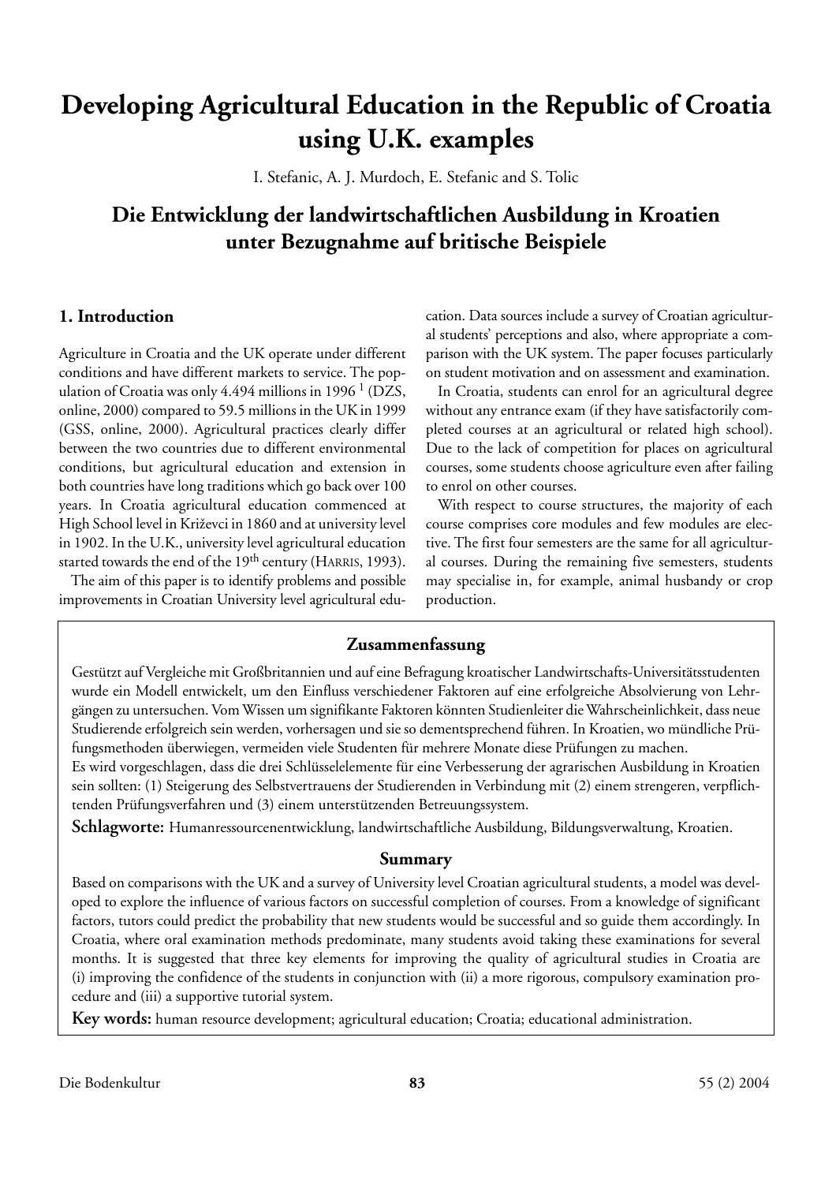# Developing Agricultural Education in the Republic of Croatia using U.K. examples

I. Stefanic, A. J. Murdoch, E. Stefanic and S. Tolic

## Die Entwicklung der landwirtschaftlichen Ausbildung in Kroatien unter Bezugnahme auf britische Beispiele

### 1. Introduction

Agriculture in Croatia and the UK operate under different conditions and have different markets to service. The population of Croatia was only 4.494 millions in 1996 [1] (DZS, online, 2000) compared to 59.5 millions in the UK in 1999 (GSS, online, 2000). Agricultural practices clearly differ between the two countries due to different environmental conditions, but agricultural education and extension in both countries have long traditions which go back over 100 years. In Croatia agricultural education commenced at High School level in Križevci in 1860 and at university level in 1902. In the U.K., university level agricultural education started towards the end of the 19th century (HARRIS, 1993).

The aim of this paper is to identify problems and possible improvements in Croatian University level agricultural education. Data sources include a survey of Croatian agricultural students' perceptions and also, where appropriate a comparison with the UK system. The paper focuses particularly on student motivation and on assessment and examination.

In Croatia, students can enrol for an agricultural degree without any entrance exam (if they have satisfactorily completed courses at an agricultural or related high school). Due to the lack of competition for places on agricultural courses, some students choose agriculture even after failing to enrol on other courses.

With respect to course structures, the majority of each course comprises core modules and few modules are elective. The first four semesters are the same for all agricultural courses. During the remaining five semesters, students may specialise in, for example, animal husbandy or crop production.

### Zusammenfassung

Gestützt auf Vergleiche mit Großbritannien und auf eine Befragung kroatischer Landwirtschafts-Universitätsstudenten wurde ein Modell entwickelt, um den Einfluss verschiedener Faktoren auf eine erfolgreiche Absolvierung von Lehrgängen zu untersuchen. Vom Wissen um signifikante Faktoren könnten Studienleiter die Wahrscheinlichkeit, dass neue Studierende erfolgreich sein werden, vorhersagen und sie so dementsprechend führen. In Kroatien, wo mündliche Prüfungsmethoden überwiegen, vermeiden viele Studenten für mehrere Monate diese Prüfungen zu machen.

Es wird vorgeschlagen, dass die drei Schlüsselelemente für eine Verbesserung der agrarischen Ausbildung in Kroatien sein sollten: (1) Steigerung des Selbstvertrauens der Studierenden in Verbindung mit (2) einem strengeren, verpflichtenden Prüfungsverfahren und (3) einem unterstützenden Betreuungssystem.

**Schlagworte:** Humanressourcenentwicklung, landwirtschaftliche Ausbildung, Bildungsverwaltung, Kroatien.

### Summary

Based on comparisons with the UK and a survey of University level Croatian agricultural students, a model was developed to explore the influence of various factors on successful completion of courses. From a knowledge of significant factors, tutors could predict the probability that new students would be successful and so guide them accordingly. In Croatia, where oral examination methods predominate, many students avoid taking these examinations for several months. It is suggested that three key elements for improving the quality of agricultural studies in Croatia are (i) improving the confidence of the students in conjunction with (ii) a more rigorous, compulsory examination procedure and (iii) a supportive tutorial system.

**Key words:** human resource development; agricultural education; Croatia; educational administration.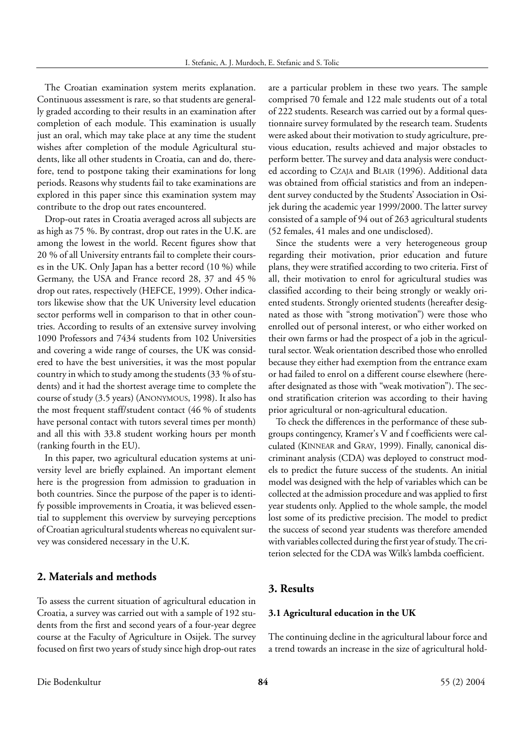The Croatian examination system merits explanation. Continuous assessment is rare, so that students are generally graded according to their results in an examination after completion of each module. This examination is usually just an oral, which may take place at any time the student wishes after completion of the module Agricultural students, like all other students in Croatia, can and do, therefore, tend to postpone taking their examinations for long periods. Reasons why students fail to take examinations are explored in this paper since this examination system may contribute to the drop out rates encountered.

Drop-out rates in Croatia averaged across all subjects are as high as 75 %. By contrast, drop out rates in the U.K. are among the lowest in the world. Recent figures show that 20 % of all University entrants fail to complete their courses in the UK. Only Japan has a better record (10 %) while Germany, the USA and France record 28, 37 and 45 % drop out rates, respectively (HEFCE, 1999). Other indicators likewise show that the UK University level education sector performs well in comparison to that in other countries. According to results of an extensive survey involving 1090 Professors and 7434 students from 102 Universities and covering a wide range of courses, the UK was considered to have the best universities, it was the most popular country in which to study among the students (33 % of students) and it had the shortest average time to complete the course of study (3.5 years) (ANONYMOUS, 1998). It also has the most frequent staff/student contact (46 % of students have personal contact with tutors several times per month) and all this with 33.8 student working hours per month (ranking fourth in the EU).

In this paper, two agricultural education systems at university level are briefly explained. An important element here is the progression from admission to graduation in both countries. Since the purpose of the paper is to identify possible improvements in Croatia, it was believed essential to supplement this overview by surveying perceptions of Croatian agricultural students whereas no equivalent survey was considered necessary in the U.K.

## 2. Materials and methods

To assess the current situation of agricultural education in Croatia, a survey was carried out with a sample of 192 students from the first and second years of a four-year degree course at the Faculty of Agriculture in Osijek. The survey focused on first two years of study since high drop-out rates are a particular problem in these two years. The sample comprised 70 female and 122 male students out of a total of 222 students. Research was carried out by a formal questionnaire survey formulated by the research team. Students were asked about their motivation to study agriculture, previous education, results achieved and major obstacles to perform better. The survey and data analysis were conducted according to CZAJA and BLAIR (1996). Additional data was obtained from official statistics and from an independent survey conducted by the Students' Association in Osijek during the academic year 1999/2000. The latter survey consisted of a sample of 94 out of 263 agricultural students (52 females, 41 males and one undisclosed).

Since the students were a very heterogeneous group regarding their motivation, prior education and future plans, they were stratified according to two criteria. First of all, their motivation to enrol for agricultural studies was classified according to their being strongly or weakly oriented students. Strongly oriented students (hereafter designated as those with "strong motivation") were those who enrolled out of personal interest, or who either worked on their own farms or had the prospect of a job in the agricultural sector. Weak orientation described those who enrolled because they either had exemption from the entrance exam or had failed to enrol on a different course elsewhere (hereafter designated as those with "weak motivation"). The second stratification criterion was according to their having prior agricultural or non-agricultural education.

To check the differences in the performance of these subgroups contingency, Kramer's V and f coefficients were calculated (KINNEAR and GRAY, 1999). Finally, canonical discriminant analysis (CDA) was deployed to construct models to predict the future success of the students. An initial model was designed with the help of variables which can be collected at the admission procedure and was applied to first year students only. Applied to the whole sample, the model lost some of its predictive precision. The model to predict the success of second year students was therefore amended with variables collected during the first year of study. The criterion selected for the CDA was Wilk's lambda coefficient.

## 3. Results

### 3.1 Agricultural education in the UK

The continuing decline in the agricultural labour force and a trend towards an increase in the size of agricultural hold-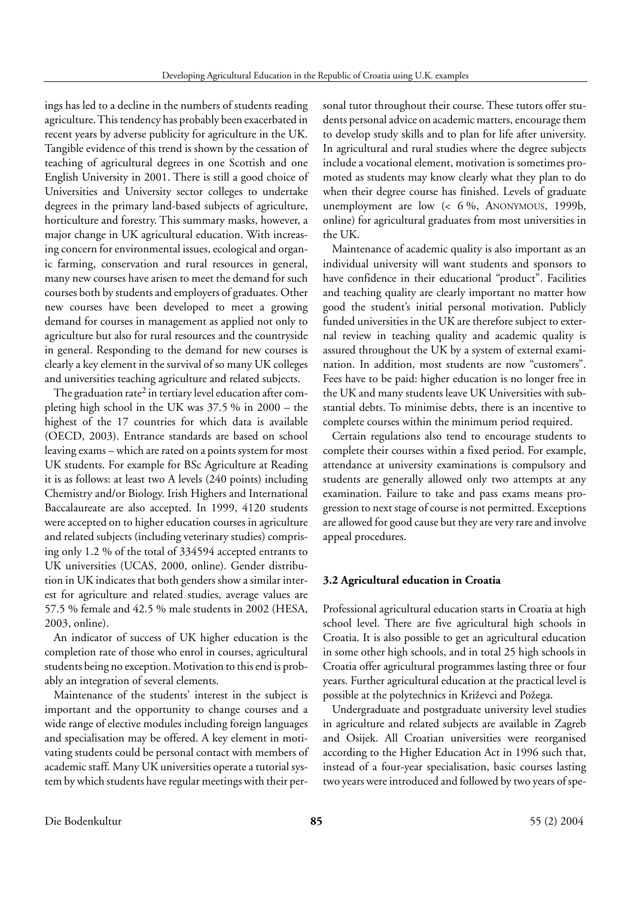ings has led to a decline in the numbers of students reading agriculture. This tendency has probably been exacerbated in recent years by adverse publicity for agriculture in the UK. Tangible evidence of this trend is shown by the cessation of teaching of agricultural degrees in one Scottish and one English University in 2001. There is still a good choice of Universities and University sector colleges to undertake degrees in the primary land-based subjects of agriculture, horticulture and forestry. This summary masks, however, a major change in UK agricultural education. With increasing concern for environmental issues, ecological and organic farming, conservation and rural resources in general, many new courses have arisen to meet the demand for such courses both by students and employers of graduates. Other new courses have been developed to meet a growing demand for courses in management as applied not only to agriculture but also for rural resources and the countryside in general. Responding to the demand for new courses is clearly a key element in the survival of so many UK colleges and universities teaching agriculture and related subjects.

The graduation rate[2] in tertiary level education after completing high school in the UK was 37.5 % in 2000 – the highest of the 17 countries for which data is available (OECD, 2003). Entrance standards are based on school leaving exams – which are rated on a points system for most UK students. For example for BSc Agriculture at Reading it is as follows: at least two A levels (240 points) including Chemistry and/or Biology. Irish Highers and International Baccalaureate are also accepted. In 1999, 4120 students were accepted on to higher education courses in agriculture and related subjects (including veterinary studies) comprising only 1.2 % of the total of 334594 accepted entrants to UK universities (UCAS, 2000, online). Gender distribution in UK indicates that both genders show a similar interest for agriculture and related studies, average values are 57.5 % female and 42.5 % male students in 2002 (HESA, 2003, online).

An indicator of success of UK higher education is the completion rate of those who enrol in courses, agricultural students being no exception. Motivation to this end is probably an integration of several elements.

Maintenance of the students' interest in the subject is important and the opportunity to change courses and a wide range of elective modules including foreign languages and specialisation may be offered. A key element in motivating students could be personal contact with members of academic staff. Many UK universities operate a tutorial system by which students have regular meetings with their personal tutor throughout their course. These tutors offer students personal advice on academic matters, encourage them to develop study skills and to plan for life after university. In agricultural and rural studies where the degree subjects include a vocational element, motivation is sometimes promoted as students may know clearly what they plan to do when their degree course has finished. Levels of graduate unemployment are low (< 6 %, ANONYMOUS, 1999b, online) for agricultural graduates from most universities in the UK.

Maintenance of academic quality is also important as an individual university will want students and sponsors to have confidence in their educational "product". Facilities and teaching quality are clearly important no matter how good the student's initial personal motivation. Publicly funded universities in the UK are therefore subject to external review in teaching quality and academic quality is assured throughout the UK by a system of external examination. In addition, most students are now "customers". Fees have to be paid: higher education is no longer free in the UK and many students leave UK Universities with substantial debts. To minimise debts, there is an incentive to complete courses within the minimum period required.

Certain regulations also tend to encourage students to complete their courses within a fixed period. For example, attendance at university examinations is compulsory and students are generally allowed only two attempts at any examination. Failure to take and pass exams means progression to next stage of course is not permitted. Exceptions are allowed for good cause but they are very rare and involve appeal procedures.

### 3.2 Agricultural education in Croatia

Professional agricultural education starts in Croatia at high school level. There are five agricultural high schools in Croatia. It is also possible to get an agricultural education in some other high schools, and in total 25 high schools in Croatia offer agricultural programmes lasting three or four years. Further agricultural education at the practical level is possible at the polytechnics in Križevci and Požega.

Undergraduate and postgraduate university level studies in agriculture and related subjects are available in Zagreb and Osijek. All Croatian universities were reorganised according to the Higher Education Act in 1996 such that, instead of a four-year specialisation, basic courses lasting two years were introduced and followed by two years of spe-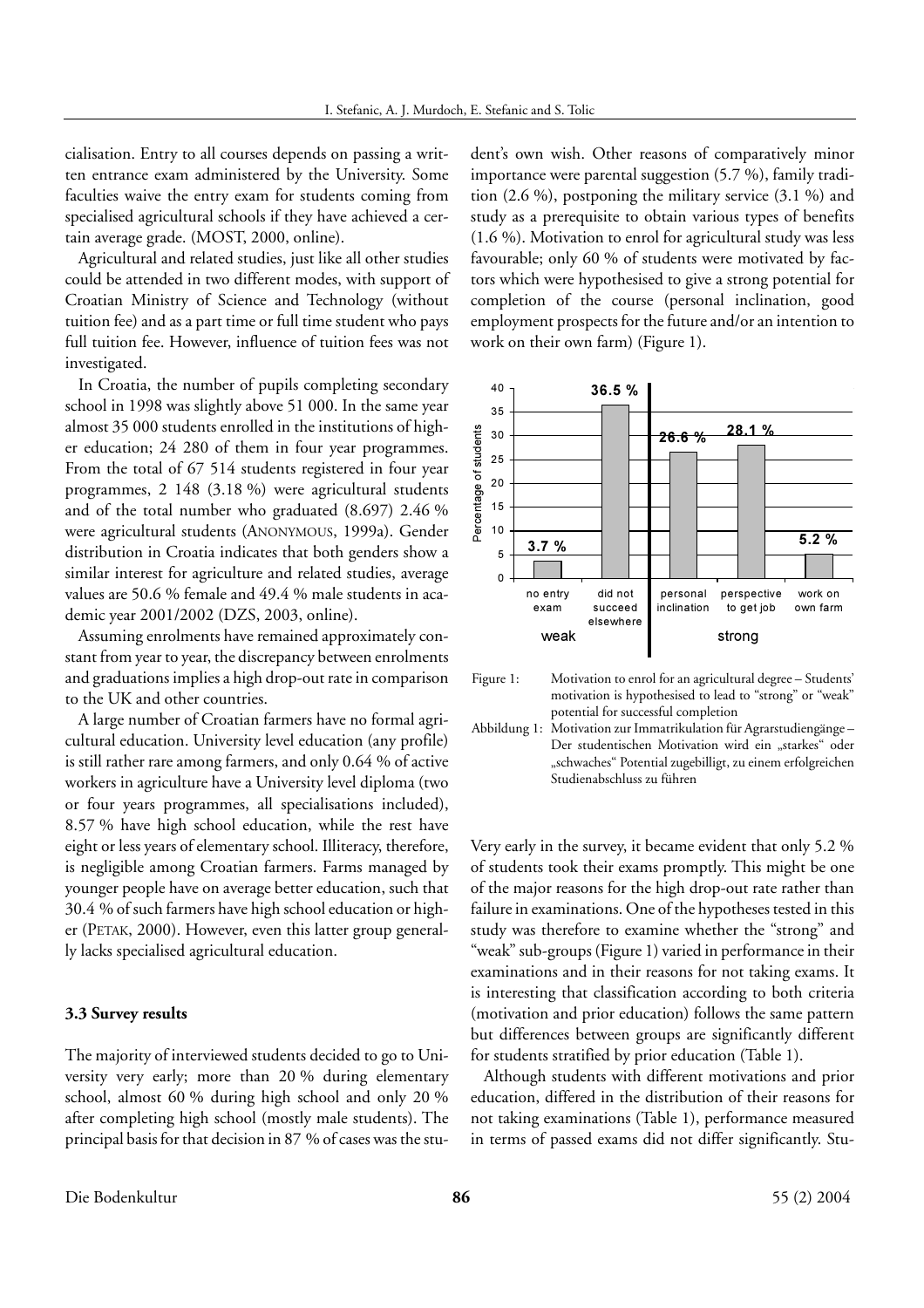cialisation. Entry to all courses depends on passing a written entrance exam administered by the University. Some faculties waive the entry exam for students coming from specialised agricultural schools if they have achieved a certain average grade. (MOST, 2000, online).

Agricultural and related studies, just like all other studies could be attended in two different modes, with support of Croatian Ministry of Science and Technology (without tuition fee) and as a part time or full time student who pays full tuition fee. However, influence of tuition fees was not investigated.

In Croatia, the number of pupils completing secondary school in 1998 was slightly above 51 000. In the same year almost 35 000 students enrolled in the institutions of higher education; 24 280 of them in four year programmes. From the total of 67 514 students registered in four year programmes, 2 148 (3.18 %) were agricultural students and of the total number who graduated (8.697) 2.46 % were agricultural students (ANONYMOUS, 1999a). Gender distribution in Croatia indicates that both genders show a similar interest for agriculture and related studies, average values are 50.6 % female and 49.4 % male students in academic year 2001/2002 (DZS, 2003, online).

Assuming enrolments have remained approximately constant from year to year, the discrepancy between enrolments and graduations implies a high drop-out rate in comparison to the UK and other countries.

A large number of Croatian farmers have no formal agricultural education. University level education (any profile) is still rather rare among farmers, and only 0.64 % of active workers in agriculture have a University level diploma (two or four years programmes, all specialisations included), 8.57 % have high school education, while the rest have eight or less years of elementary school. Illiteracy, therefore, is negligible among Croatian farmers. Farms managed by younger people have on average better education, such that 30.4 % of such farmers have high school education or higher (PETAK, 2000). However, even this latter group generally lacks specialised agricultural education.

### 3.3 Survey results

The majority of interviewed students decided to go to University very early; more than 20 % during elementary school, almost 60 % during high school and only 20 % after completing high school (mostly male students). The principal basis for that decision in 87 % of cases was the student's own wish. Other reasons of comparatively minor importance were parental suggestion (5.7 %), family tradition (2.6 %), postponing the military service (3.1 %) and study as a prerequisite to obtain various types of benefits (1.6 %). Motivation to enrol for agricultural study was less favourable; only 60 % of students were motivated by factors which were hypothesised to give a strong potential for completion of the course (personal inclination, good employment prospects for the future and/or an intention to work on their own farm) (Figure 1).

Figure 1: Motivation to enrol for an agricultural degree – Students' motivation is hypothesised to lead to "strong" or "weak" potential for successful completion

Abbildung 1: Motivation zur Immatrikulation für Agrarstudiengänge – Der studentischen Motivation wird ein „starkes" oder „schwaches" Potential zugebilligt, zu einem erfolgreichen Studienabschluss zu führen

Very early in the survey, it became evident that only 5.2 % of students took their exams promptly. This might be one of the major reasons for the high drop-out rate rather than failure in examinations. One of the hypotheses tested in this study was therefore to examine whether the "strong" and "weak" sub-groups (Figure 1) varied in performance in their examinations and in their reasons for not taking exams. It is interesting that classification according to both criteria (motivation and prior education) follows the same pattern but differences between groups are significantly different for students stratified by prior education (Table 1).

Although students with different motivations and prior education, differed in the distribution of their reasons for not taking examinations (Table 1), performance measured in terms of passed exams did not differ significantly. Stu-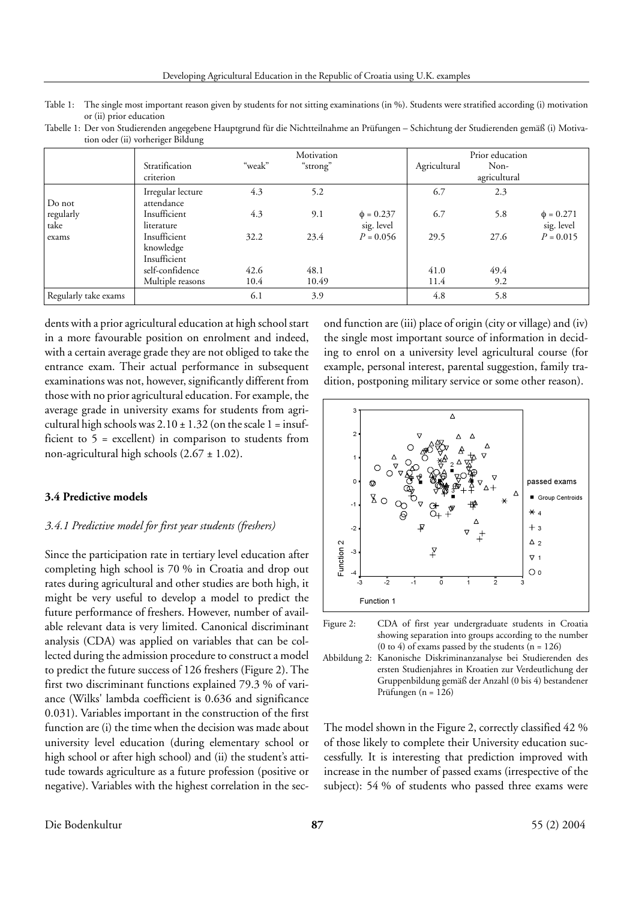Table 1: The single most important reason given by students for not sitting examinations (in %). Students were stratified according (i) motivation or (ii) prior education

Tabelle 1: Der von Studierenden angegebene Hauptgrund für die Nichtteilnahme an Prüfungen – Schichtung der Studierenden gemäß (i) Motivation oder (ii) vorheriger Bildung

| | | Motivation | | | Prior education | | |
|---|---|---|---|---|---|---|---|
| | Stratification criterion | "weak" | "strong" | | Agricultural | Non-agricultural | |
| Do not regularly take exams | Irregular lecture attendance | 4.3 | 5.2 | | 6.7 | 2.3 | |
| | Insufficient literature | 4.3 | 9.1 | $\phi = 0.237$ sig. level $P = 0.056$ | 6.7 | 5.8 | $\phi = 0.271$ sig. level $P = 0.015$ |
| | Insufficient knowledge | 32.2 | 23.4 | | 29.5 | 27.6 | |
| | Insufficient self-confidence | 42.6 | 48.1 | | 41.0 | 49.4 | |
| | Multiple reasons | 10.4 | 10.49 | | 11.4 | 9.2 | |
| Regularly take exams | | 6.1 | 3.9 | | 4.8 | 5.8 | |

dents with a prior agricultural education at high school start in a more favourable position on enrolment and indeed, with a certain average grade they are not obliged to take the entrance exam. Their actual performance in subsequent examinations was not, however, significantly different from those with no prior agricultural education. For example, the average grade in university exams for students from agricultural high schools was $2.10 \pm 1.32$ (on the scale 1 = insufficient to 5 = excellent) in comparison to students from non-agricultural high schools ($2.67 \pm 1.02$).

### 3.4 Predictive models

#### *3.4.1 Predictive model for first year students (freshers)*

Since the participation rate in tertiary level education after completing high school is 70 % in Croatia and drop out rates during agricultural and other studies are both high, it might be very useful to develop a model to predict the future performance of freshers. However, number of available relevant data is very limited. Canonical discriminant analysis (CDA) was applied on variables that can be collected during the admission procedure to construct a model to predict the future success of 126 freshers (Figure 2). The first two discriminant functions explained 79.3 % of variance (Wilks' lambda coefficient is 0.636 and significance 0.031). Variables important in the construction of the first function are (i) the time when the decision was made about university level education (during elementary school or high school or after high school) and (ii) the student's attitude towards agriculture as a future profession (positive or negative). Variables with the highest correlation in the second function are (iii) place of origin (city or village) and (iv) the single most important source of information in deciding to enrol on a university level agricultural course (for example, personal interest, parental suggestion, family tradition, postponing military service or some other reason).

Figure 2: CDA of first year undergraduate students in Croatia showing separation into groups according to the number (0 to 4) of exams passed by the students (n = 126)

Abbildung 2: Kanonische Diskriminanzanalyse bei Studierenden des ersten Studienjahres in Kroatien zur Verdeutlichung der Gruppenbildung gemäß der Anzahl (0 bis 4) bestandener Prüfungen (n = 126)

The model shown in the Figure 2, correctly classified 42 % of those likely to complete their University education successfully. It is interesting that prediction improved with increase in the number of passed exams (irrespective of the subject): 54 % of students who passed three exams were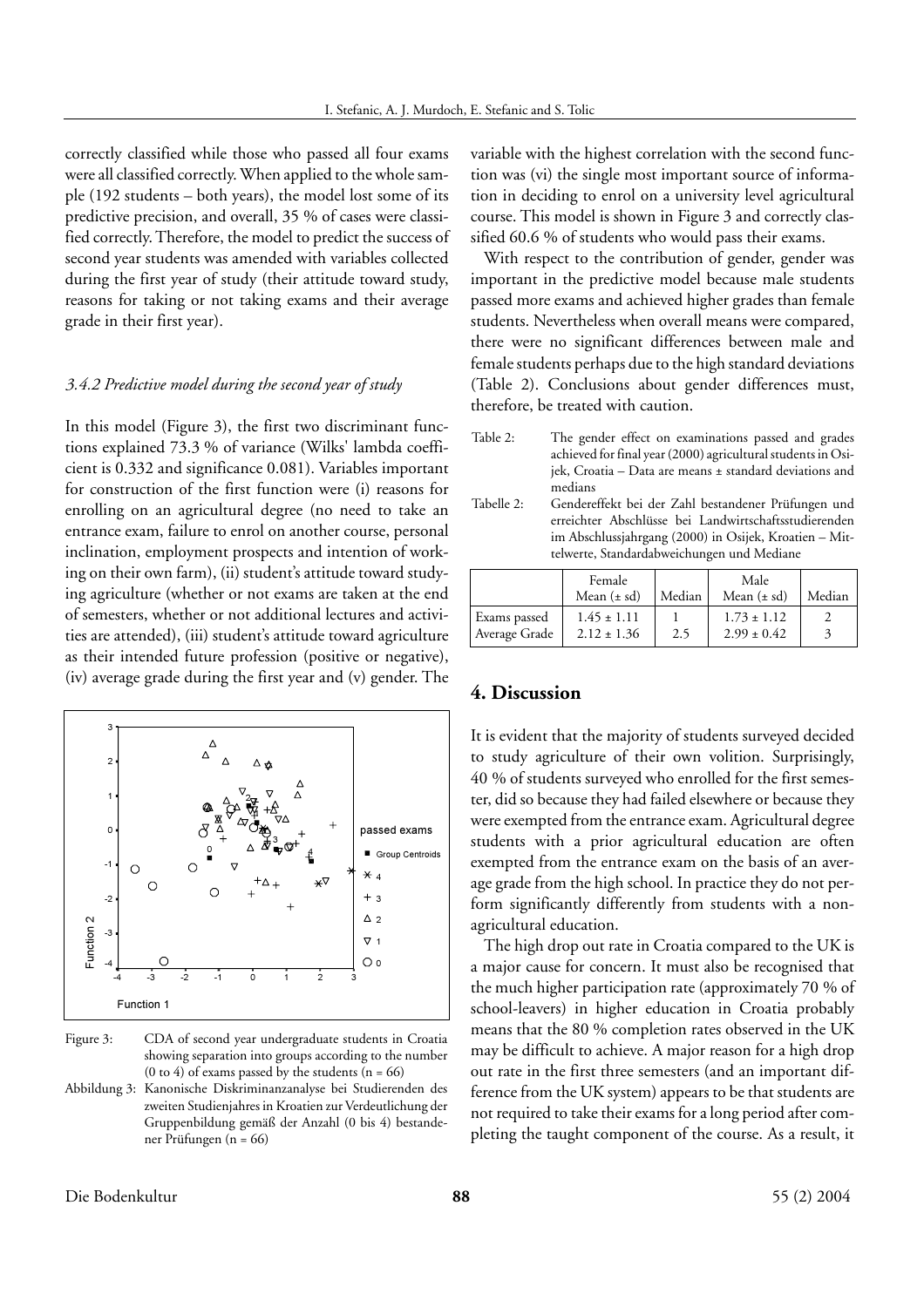correctly classified while those who passed all four exams were all classified correctly. When applied to the whole sample (192 students – both years), the model lost some of its predictive precision, and overall, 35 % of cases were classified correctly. Therefore, the model to predict the success of second year students was amended with variables collected during the first year of study (their attitude toward study, reasons for taking or not taking exams and their average grade in their first year).

### *3.4.2 Predictive model during the second year of study*

In this model (Figure 3), the first two discriminant functions explained 73.3 % of variance (Wilks' lambda coefficient is 0.332 and significance 0.081). Variables important for construction of the first function were (i) reasons for enrolling on an agricultural degree (no need to take an entrance exam, failure to enrol on another course, personal inclination, employment prospects and intention of working on their own farm), (ii) student's attitude toward studying agriculture (whether or not exams are taken at the end of semesters, whether or not additional lectures and activities are attended), (iii) student's attitude toward agriculture as their intended future profession (positive or negative), (iv) average grade during the first year and (v) gender. The variable with the highest correlation with the second function was (vi) the single most important source of information in deciding to enrol on a university level agricultural course. This model is shown in Figure 3 and correctly classified 60.6 % of students who would pass their exams.

Figure 3: CDA of second year undergraduate students in Croatia showing separation into groups according to the number (0 to 4) of exams passed by the students (n = 66)

Abbildung 3: Kanonische Diskriminanzanalyse bei Studierenden des zweiten Studienjahres in Kroatien zur Verdeutlichung der Gruppenbildung gemäß der Anzahl (0 bis 4) bestandener Prüfungen (n = 66)

With respect to the contribution of gender, gender was important in the predictive model because male students passed more exams and achieved higher grades than female students. Nevertheless when overall means were compared, there were no significant differences between male and female students perhaps due to the high standard deviations (Table 2). Conclusions about gender differences must, therefore, be treated with caution.

Table 2: The gender effect on examinations passed and grades achieved for final year (2000) agricultural students in Osijek, Croatia – Data are means ± standard deviations and medians

Tabelle 2: Gendereffekt bei der Zahl bestandener Prüfungen und erreichter Abschlüsse bei Landwirtschaftsstudierenden im Abschlussjahrgang (2000) in Osijek, Kroatien – Mittelwerte, Standardabweichungen und Mediane

| | Female Mean (± sd) | Median | Male Mean (± sd) | Median |
|---|---|---|---|---|
| Exams passed | 1.45 ± 1.11 | 1 | 1.73 ± 1.12 | 2 |
| Average Grade | 2.12 ± 1.36 | 2.5 | 2.99 ± 0.42 | 3 |

## 4. Discussion

It is evident that the majority of students surveyed decided to study agriculture of their own volition. Surprisingly, 40 % of students surveyed who enrolled for the first semester, did so because they had failed elsewhere or because they were exempted from the entrance exam. Agricultural degree students with a prior agricultural education are often exempted from the entrance exam on the basis of an average grade from the high school. In practice they do not perform significantly differently from students with a non-agricultural education.

The high drop out rate in Croatia compared to the UK is a major cause for concern. It must also be recognised that the much higher participation rate (approximately 70 % of school-leavers) in higher education in Croatia probably means that the 80 % completion rates observed in the UK may be difficult to achieve. A major reason for a high drop out rate in the first three semesters (and an important difference from the UK system) appears to be that students are not required to take their exams for a long period after completing the taught component of the course. As a result, it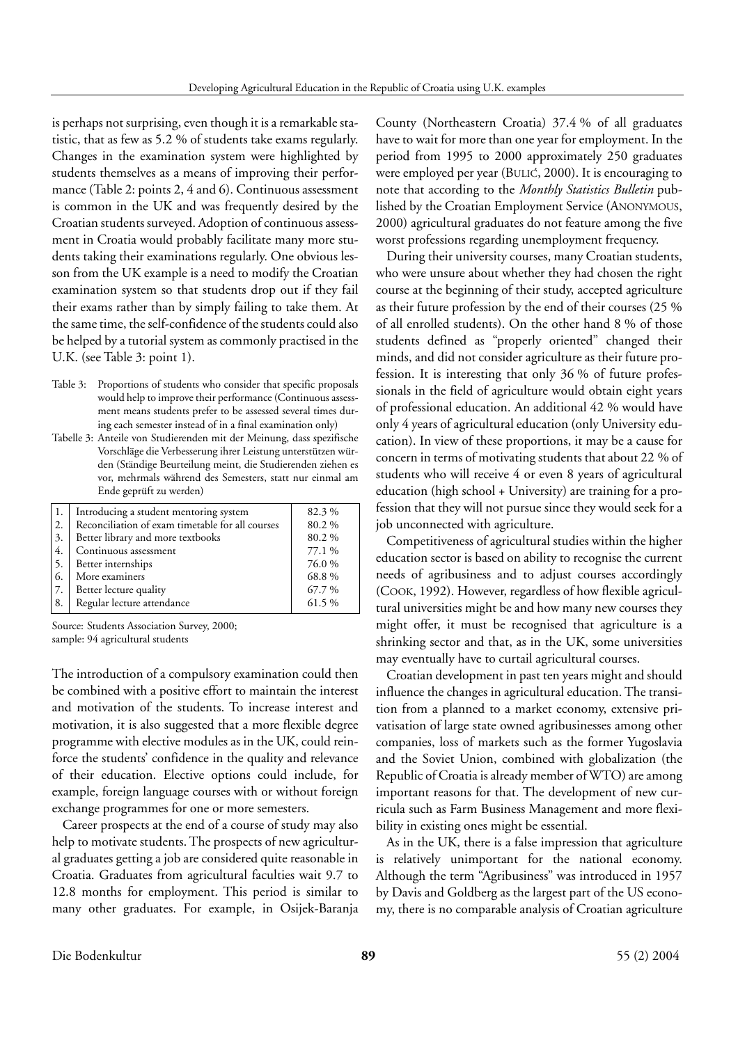is perhaps not surprising, even though it is a remarkable statistic, that as few as 5.2 % of students take exams regularly. Changes in the examination system were highlighted by students themselves as a means of improving their performance (Table 2: points 2, 4 and 6). Continuous assessment is common in the UK and was frequently desired by the Croatian students surveyed. Adoption of continuous assessment in Croatia would probably facilitate many more students taking their examinations regularly. One obvious lesson from the UK example is a need to modify the Croatian examination system so that students drop out if they fail their exams rather than by simply failing to take them. At the same time, the self-confidence of the students could also be helped by a tutorial system as commonly practised in the U.K. (see Table 3: point 1).

Table 3: Proportions of students who consider that specific proposals would help to improve their performance (Continuous assessment means students prefer to be assessed several times during each semester instead of in a final examination only)

Tabelle 3: Anteile von Studierenden mit der Meinung, dass spezifische Vorschläge die Verbesserung ihrer Leistung unterstützen würden (Ständige Beurteilung meint, die Studierenden ziehen es vor, mehrmals während des Semesters, statt nur einmal am Ende geprüft zu werden)

| | | |
|---|---|---|
| 1. | Introducing a student mentoring system | 82.3 % |
| 2. | Reconciliation of exam timetable for all courses | 80.2 % |
| 3. | Better library and more textbooks | 80.2 % |
| 4. | Continuous assessment | 77.1 % |
| 5. | Better internships | 76.0 % |
| 6. | More examiners | 68.8 % |
| 7. | Better lecture quality | 67.7 % |
| 8. | Regular lecture attendance | 61.5 % |

Source: Students Association Survey, 2000;
sample: 94 agricultural students

The introduction of a compulsory examination could then be combined with a positive effort to maintain the interest and motivation of the students. To increase interest and motivation, it is also suggested that a more flexible degree programme with elective modules as in the UK, could reinforce the students' confidence in the quality and relevance of their education. Elective options could include, for example, foreign language courses with or without foreign exchange programmes for one or more semesters.

Career prospects at the end of a course of study may also help to motivate students. The prospects of new agricultural graduates getting a job are considered quite reasonable in Croatia. Graduates from agricultural faculties wait 9.7 to 12.8 months for employment. This period is similar to many other graduates. For example, in Osijek-Baranja County (Northeastern Croatia) 37.4 % of all graduates have to wait for more than one year for employment. In the period from 1995 to 2000 approximately 250 graduates were employed per year (BULIĆ, 2000). It is encouraging to note that according to the *Monthly Statistics Bulletin* published by the Croatian Employment Service (ANONYMOUS, 2000) agricultural graduates do not feature among the five worst professions regarding unemployment frequency.

During their university courses, many Croatian students, who were unsure about whether they had chosen the right course at the beginning of their study, accepted agriculture as their future profession by the end of their courses (25 % of all enrolled students). On the other hand 8 % of those students defined as "properly oriented" changed their minds, and did not consider agriculture as their future profession. It is interesting that only 36 % of future professionals in the field of agriculture would obtain eight years of professional education. An additional 42 % would have only 4 years of agricultural education (only University education). In view of these proportions, it may be a cause for concern in terms of motivating students that about 22 % of students who will receive 4 or even 8 years of agricultural education (high school + University) are training for a profession that they will not pursue since they would seek for a job unconnected with agriculture.

Competitiveness of agricultural studies within the higher education sector is based on ability to recognise the current needs of agribusiness and to adjust courses accordingly (COOK, 1992). However, regardless of how flexible agricultural universities might be and how many new courses they might offer, it must be recognised that agriculture is a shrinking sector and that, as in the UK, some universities may eventually have to curtail agricultural courses.

Croatian development in past ten years might and should influence the changes in agricultural education. The transition from a planned to a market economy, extensive privatisation of large state owned agribusinesses among other companies, loss of markets such as the former Yugoslavia and the Soviet Union, combined with globalization (the Republic of Croatia is already member of WTO) are among important reasons for that. The development of new curricula such as Farm Business Management and more flexibility in existing ones might be essential.

As in the UK, there is a false impression that agriculture is relatively unimportant for the national economy. Although the term "Agribusiness" was introduced in 1957 by Davis and Goldberg as the largest part of the US economy, there is no comparable analysis of Croatian agriculture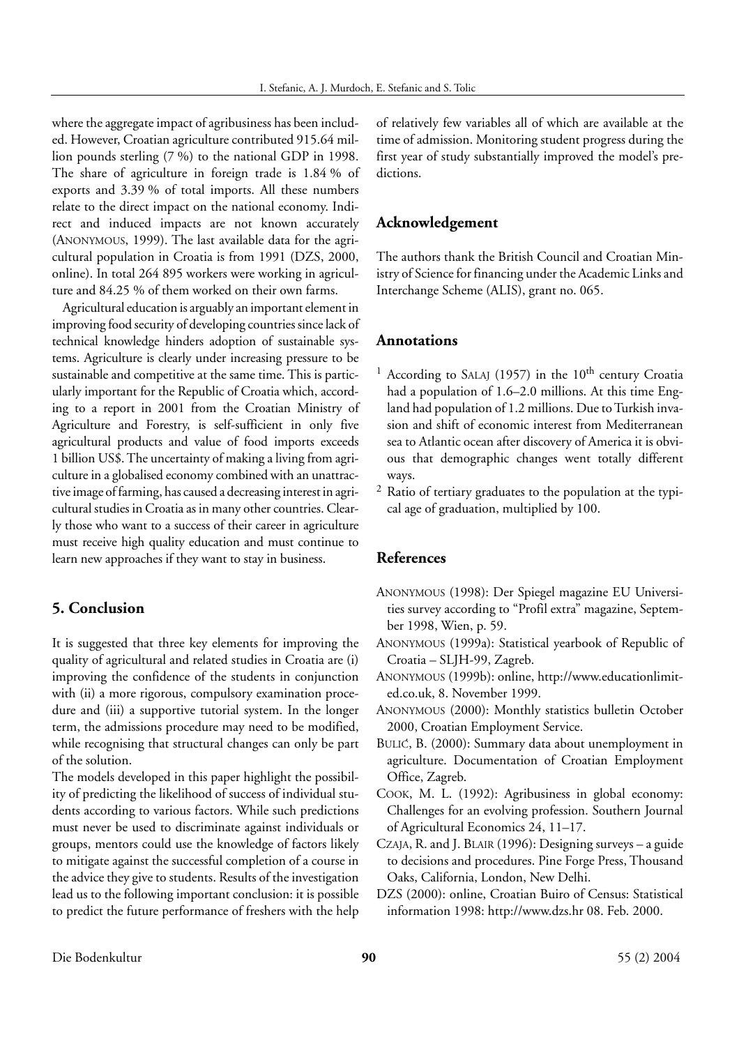where the aggregate impact of agribusiness has been included. However, Croatian agriculture contributed 915.64 million pounds sterling (7 %) to the national GDP in 1998. The share of agriculture in foreign trade is 1.84 % of exports and 3.39 % of total imports. All these numbers relate to the direct impact on the national economy. Indirect and induced impacts are not known accurately (ANONYMOUS, 1999). The last available data for the agricultural population in Croatia is from 1991 (DZS, 2000, online). In total 264 895 workers were working in agriculture and 84.25 % of them worked on their own farms.

Agricultural education is arguably an important element in improving food security of developing countries since lack of technical knowledge hinders adoption of sustainable systems. Agriculture is clearly under increasing pressure to be sustainable and competitive at the same time. This is particularly important for the Republic of Croatia which, according to a report in 2001 from the Croatian Ministry of Agriculture and Forestry, is self-sufficient in only five agricultural products and value of food imports exceeds 1 billion US$. The uncertainty of making a living from agriculture in a globalised economy combined with an unattractive image of farming, has caused a decreasing interest in agricultural studies in Croatia as in many other countries. Clearly those who want to a success of their career in agriculture must receive high quality education and must continue to learn new approaches if they want to stay in business.

## 5. Conclusion

It is suggested that three key elements for improving the quality of agricultural and related studies in Croatia are (i) improving the confidence of the students in conjunction with (ii) a more rigorous, compulsory examination procedure and (iii) a supportive tutorial system. In the longer term, the admissions procedure may need to be modified, while recognising that structural changes can only be part of the solution.

The models developed in this paper highlight the possibility of predicting the likelihood of success of individual students according to various factors. While such predictions must never be used to discriminate against individuals or groups, mentors could use the knowledge of factors likely to mitigate against the successful completion of a course in the advice they give to students. Results of the investigation lead us to the following important conclusion: it is possible to predict the future performance of freshers with the help of relatively few variables all of which are available at the time of admission. Monitoring student progress during the first year of study substantially improved the model's predictions.

## Acknowledgement

The authors thank the British Council and Croatian Ministry of Science for financing under the Academic Links and Interchange Scheme (ALIS), grant no. 065.

## Annotations

[1] According to SALAJ (1957) in the 10[th] century Croatia had a population of 1.6–2.0 millions. At this time England had population of 1.2 millions. Due to Turkish invasion and shift of economic interest from Mediterranean sea to Atlantic ocean after discovery of America it is obvious that demographic changes went totally different ways.

[2] Ratio of tertiary graduates to the population at the typical age of graduation, multiplied by 100.

## References

ANONYMOUS (1998): Der Spiegel magazine EU Universities survey according to "Profil extra" magazine, September 1998, Wien, p. 59.

ANONYMOUS (1999a): Statistical yearbook of Republic of Croatia – SLJH-99, Zagreb.

ANONYMOUS (1999b): online, http://www.educationlimited.co.uk, 8. November 1999.

ANONYMOUS (2000): Monthly statistics bulletin October 2000, Croatian Employment Service.

BULIĆ, B. (2000): Summary data about unemployment in agriculture. Documentation of Croatian Employment Office, Zagreb.

COOK, M. L. (1992): Agribusiness in global economy: Challenges for an evolving profession. Southern Journal of Agricultural Economics 24, 11–17.

CZAJA, R. and J. BLAIR (1996): Designing surveys – a guide to decisions and procedures. Pine Forge Press, Thousand Oaks, California, London, New Delhi.

DZS (2000): online, Croatian Buiro of Census: Statistical information 1998: http://www.dzs.hr 08. Feb. 2000.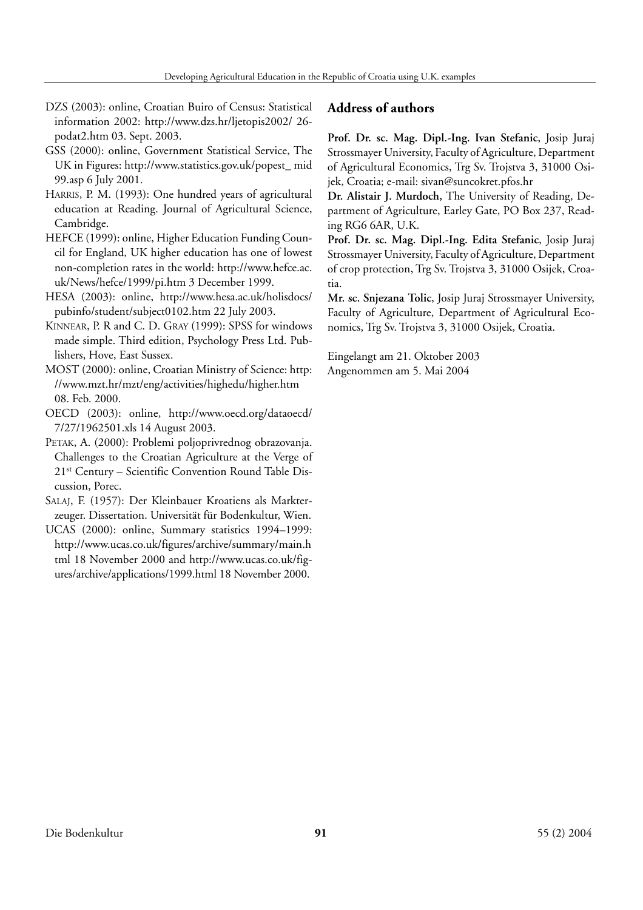DZS (2003): online, Croatian Buiro of Census: Statistical information 2002: http://www.dzs.hr/ljetopis2002/ 26-podat2.htm 03. Sept. 2003.

GSS (2000): online, Government Statistical Service, The UK in Figures: http://www.statistics.gov.uk/popest_ mid 99.asp 6 July 2001.

HARRIS, P. M. (1993): One hundred years of agricultural education at Reading. Journal of Agricultural Science, Cambridge.

HEFCE (1999): online, Higher Education Funding Council for England, UK higher education has one of lowest non-completion rates in the world: http://www.hefce.ac.uk/News/hefce/1999/pi.htm 3 December 1999.

HESA (2003): online, http://www.hesa.ac.uk/holisdocs/ pubinfo/student/subject0102.htm 22 July 2003.

KINNEAR, P. R and C. D. GRAY (1999): SPSS for windows made simple. Third edition, Psychology Press Ltd. Publishers, Hove, East Sussex.

MOST (2000): online, Croatian Ministry of Science: http: //www.mzt.hr/mzt/eng/activities/highedu/higher.htm 08. Feb. 2000.

OECD (2003): online, http://www.oecd.org/dataoecd/ 7/27/1962501.xls 14 August 2003.

PETAK, A. (2000): Problemi poljoprivrednog obrazovanja. Challenges to the Croatian Agriculture at the Verge of 21st Century – Scientific Convention Round Table Discussion, Porec.

SALAJ, F. (1957): Der Kleinbauer Kroatiens als Markterzeuger. Dissertation. Universität für Bodenkultur, Wien.

UCAS (2000): online, Summary statistics 1994–1999: http://www.ucas.co.uk/figures/archive/summary/main.html 18 November 2000 and http://www.ucas.co.uk/figures/archive/applications/1999.html 18 November 2000.

## Address of authors

**Prof. Dr. sc. Mag. Dipl.-Ing. Ivan Stefanic**, Josip Juraj Strossmayer University, Faculty of Agriculture, Department of Agricultural Economics, Trg Sv. Trojstva 3, 31000 Osijek, Croatia; e-mail: sivan@suncokret.pfos.hr

**Dr. Alistair J. Murdoch,** The University of Reading, Department of Agriculture, Earley Gate, PO Box 237, Reading RG6 6AR, U.K.

**Prof. Dr. sc. Mag. Dipl.-Ing. Edita Stefanic**, Josip Juraj Strossmayer University, Faculty of Agriculture, Department of crop protection, Trg Sv. Trojstva 3, 31000 Osijek, Croatia.

**Mr. sc. Snjezana Tolic**, Josip Juraj Strossmayer University, Faculty of Agriculture, Department of Agricultural Economics, Trg Sv. Trojstva 3, 31000 Osijek, Croatia.

Eingelangt am 21. Oktober 2003
Angenommen am 5. Mai 2004